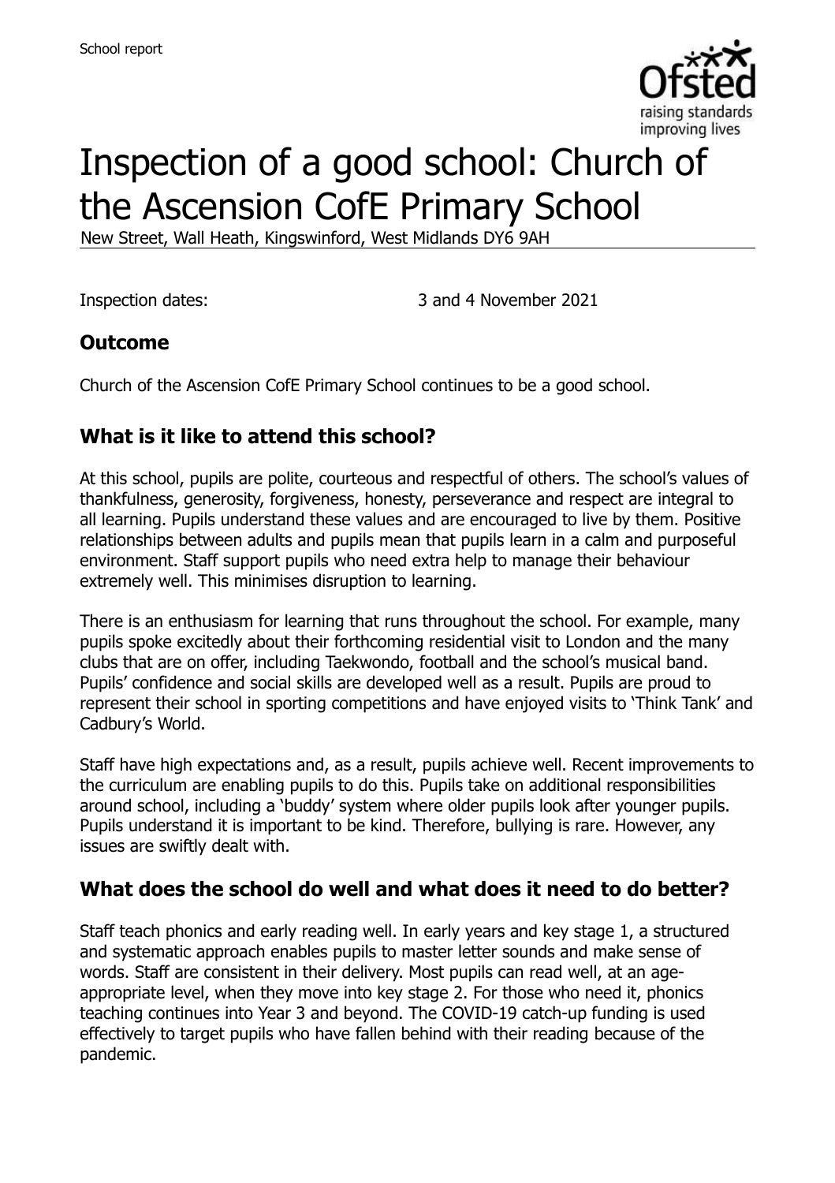School report

# Inspection of a good school: Church of the Ascension CofE Primary School

New Street, Wall Heath, Kingswinford, West Midlands DY6 9AH

Inspection dates: 3 and 4 November 2021

## Outcome

Church of the Ascension CofE Primary School continues to be a good school.

## What is it like to attend this school?

At this school, pupils are polite, courteous and respectful of others. The school's values of thankfulness, generosity, forgiveness, honesty, perseverance and respect are integral to all learning. Pupils understand these values and are encouraged to live by them. Positive relationships between adults and pupils mean that pupils learn in a calm and purposeful environment. Staff support pupils who need extra help to manage their behaviour extremely well. This minimises disruption to learning.

There is an enthusiasm for learning that runs throughout the school. For example, many pupils spoke excitedly about their forthcoming residential visit to London and the many clubs that are on offer, including Taekwondo, football and the school's musical band. Pupils' confidence and social skills are developed well as a result. Pupils are proud to represent their school in sporting competitions and have enjoyed visits to 'Think Tank' and Cadbury's World.

Staff have high expectations and, as a result, pupils achieve well. Recent improvements to the curriculum are enabling pupils to do this. Pupils take on additional responsibilities around school, including a 'buddy' system where older pupils look after younger pupils. Pupils understand it is important to be kind. Therefore, bullying is rare. However, any issues are swiftly dealt with.

## What does the school do well and what does it need to do better?

Staff teach phonics and early reading well. In early years and key stage 1, a structured and systematic approach enables pupils to master letter sounds and make sense of words. Staff are consistent in their delivery. Most pupils can read well, at an age-appropriate level, when they move into key stage 2. For those who need it, phonics teaching continues into Year 3 and beyond. The COVID-19 catch-up funding is used effectively to target pupils who have fallen behind with their reading because of the pandemic.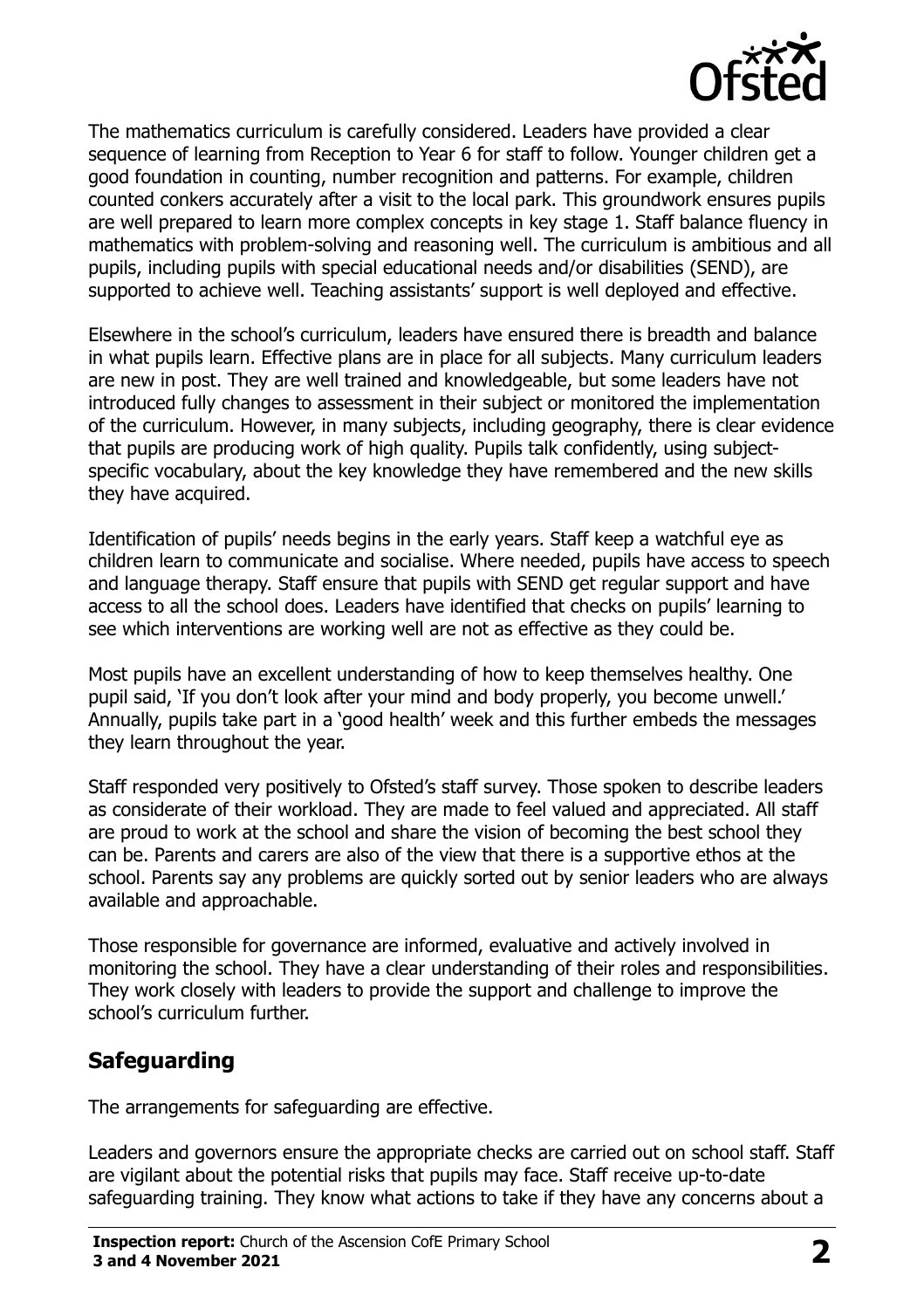The mathematics curriculum is carefully considered. Leaders have provided a clear sequence of learning from Reception to Year 6 for staff to follow. Younger children get a good foundation in counting, number recognition and patterns. For example, children counted conkers accurately after a visit to the local park. This groundwork ensures pupils are well prepared to learn more complex concepts in key stage 1. Staff balance fluency in mathematics with problem-solving and reasoning well. The curriculum is ambitious and all pupils, including pupils with special educational needs and/or disabilities (SEND), are supported to achieve well. Teaching assistants' support is well deployed and effective.

Elsewhere in the school's curriculum, leaders have ensured there is breadth and balance in what pupils learn. Effective plans are in place for all subjects. Many curriculum leaders are new in post. They are well trained and knowledgeable, but some leaders have not introduced fully changes to assessment in their subject or monitored the implementation of the curriculum. However, in many subjects, including geography, there is clear evidence that pupils are producing work of high quality. Pupils talk confidently, using subject-specific vocabulary, about the key knowledge they have remembered and the new skills they have acquired.

Identification of pupils' needs begins in the early years. Staff keep a watchful eye as children learn to communicate and socialise. Where needed, pupils have access to speech and language therapy. Staff ensure that pupils with SEND get regular support and have access to all the school does. Leaders have identified that checks on pupils' learning to see which interventions are working well are not as effective as they could be.

Most pupils have an excellent understanding of how to keep themselves healthy. One pupil said, 'If you don't look after your mind and body properly, you become unwell.' Annually, pupils take part in a 'good health' week and this further embeds the messages they learn throughout the year.

Staff responded very positively to Ofsted's staff survey. Those spoken to describe leaders as considerate of their workload. They are made to feel valued and appreciated. All staff are proud to work at the school and share the vision of becoming the best school they can be. Parents and carers are also of the view that there is a supportive ethos at the school. Parents say any problems are quickly sorted out by senior leaders who are always available and approachable.

Those responsible for governance are informed, evaluative and actively involved in monitoring the school. They have a clear understanding of their roles and responsibilities. They work closely with leaders to provide the support and challenge to improve the school's curriculum further.

## Safeguarding

The arrangements for safeguarding are effective.

Leaders and governors ensure the appropriate checks are carried out on school staff. Staff are vigilant about the potential risks that pupils may face. Staff receive up-to-date safeguarding training. They know what actions to take if they have any concerns about a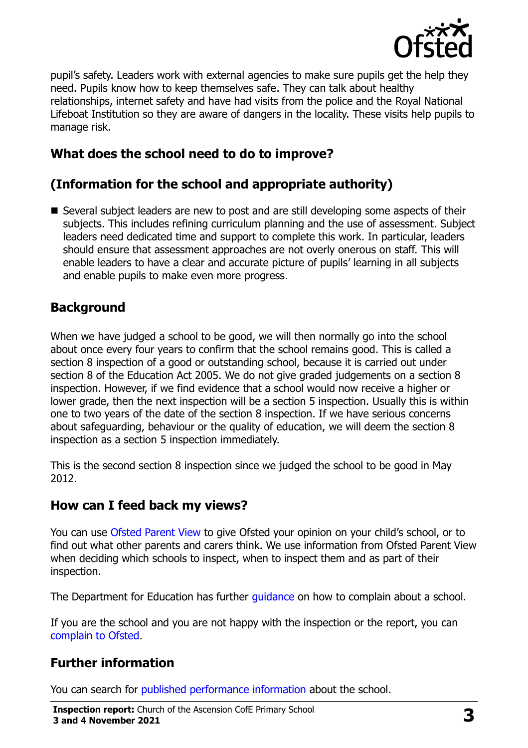pupil's safety. Leaders work with external agencies to make sure pupils get the help they need. Pupils know how to keep themselves safe. They can talk about healthy relationships, internet safety and have had visits from the police and the Royal National Lifeboat Institution so they are aware of dangers in the locality. These visits help pupils to manage risk.

## What does the school need to do to improve?

## (Information for the school and appropriate authority)

- Several subject leaders are new to post and are still developing some aspects of their subjects. This includes refining curriculum planning and the use of assessment. Subject leaders need dedicated time and support to complete this work. In particular, leaders should ensure that assessment approaches are not overly onerous on staff. This will enable leaders to have a clear and accurate picture of pupils' learning in all subjects and enable pupils to make even more progress.

## Background

When we have judged a school to be good, we will then normally go into the school about once every four years to confirm that the school remains good. This is called a section 8 inspection of a good or outstanding school, because it is carried out under section 8 of the Education Act 2005. We do not give graded judgements on a section 8 inspection. However, if we find evidence that a school would now receive a higher or lower grade, then the next inspection will be a section 5 inspection. Usually this is within one to two years of the date of the section 8 inspection. If we have serious concerns about safeguarding, behaviour or the quality of education, we will deem the section 8 inspection as a section 5 inspection immediately.

This is the second section 8 inspection since we judged the school to be good in May 2012.

## How can I feed back my views?

You can use Ofsted Parent View to give Ofsted your opinion on your child's school, or to find out what other parents and carers think. We use information from Ofsted Parent View when deciding which schools to inspect, when to inspect them and as part of their inspection.

The Department for Education has further guidance on how to complain about a school.

If you are the school and you are not happy with the inspection or the report, you can complain to Ofsted.

## Further information

You can search for published performance information about the school.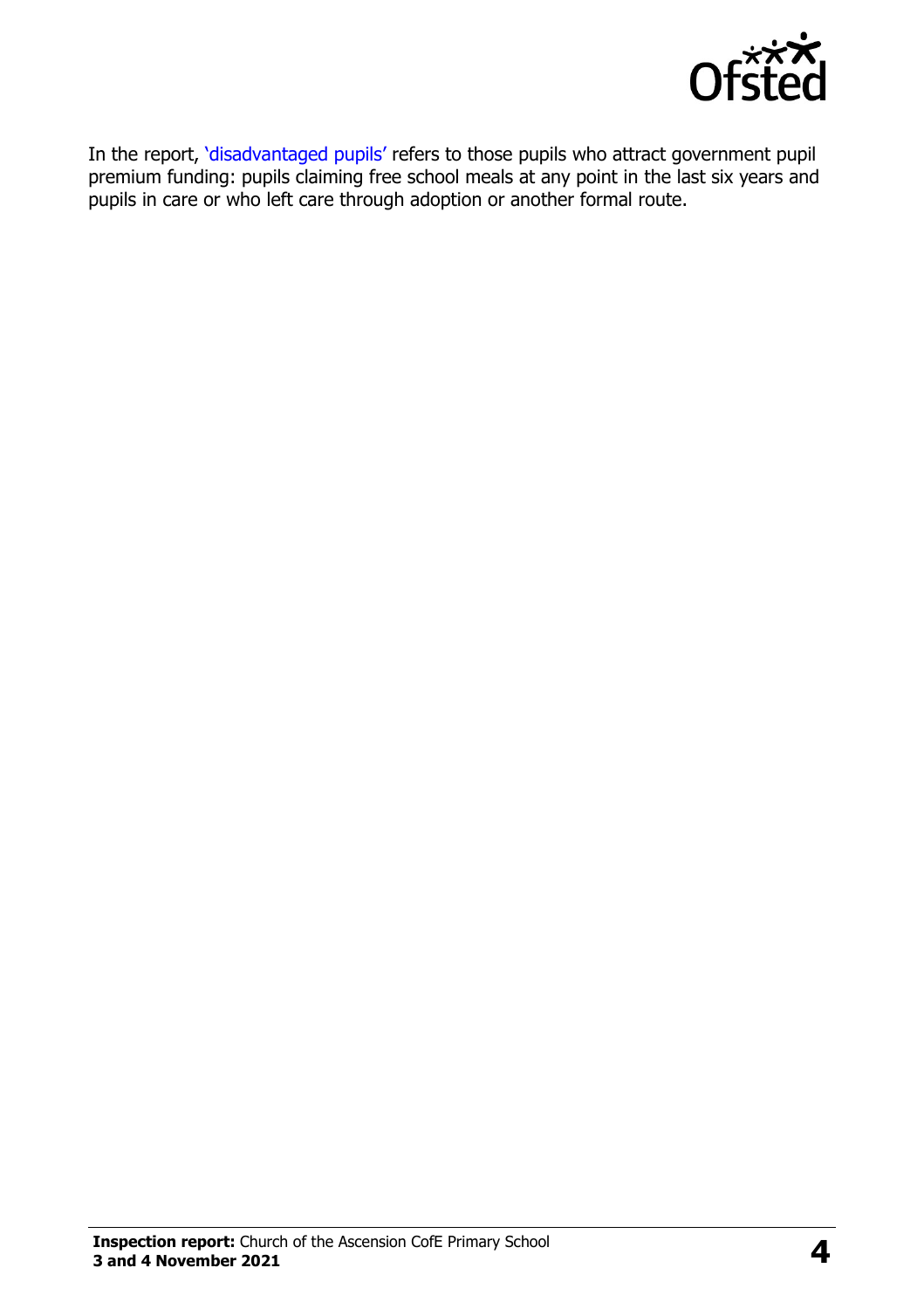In the report, 'disadvantaged pupils' refers to those pupils who attract government pupil premium funding: pupils claiming free school meals at any point in the last six years and pupils in care or who left care through adoption or another formal route.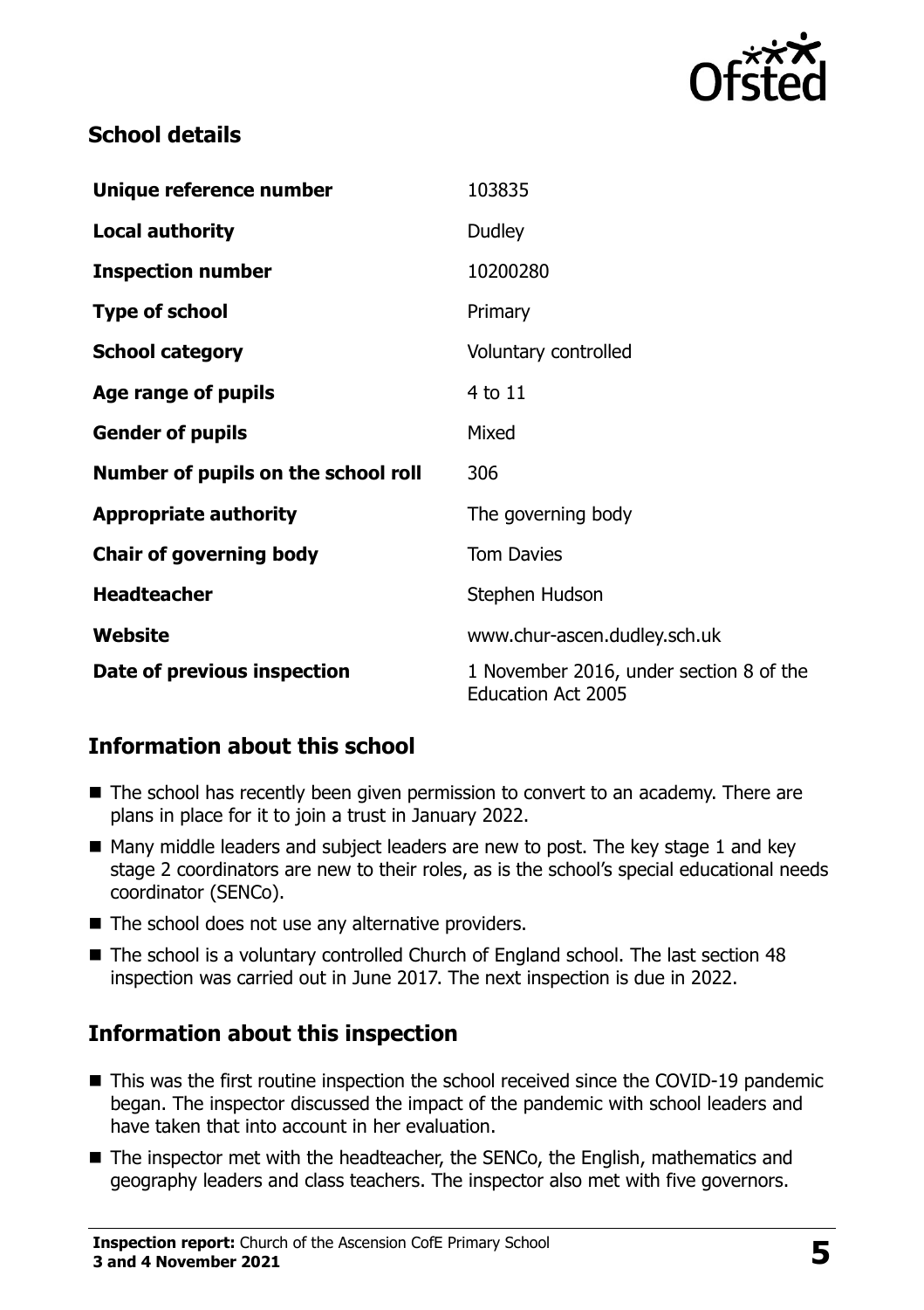## School details

| | |
|---|---|
| **Unique reference number** | 103835 |
| **Local authority** | Dudley |
| **Inspection number** | 10200280 |
| **Type of school** | Primary |
| **School category** | Voluntary controlled |
| **Age range of pupils** | 4 to 11 |
| **Gender of pupils** | Mixed |
| **Number of pupils on the school roll** | 306 |
| **Appropriate authority** | The governing body |
| **Chair of governing body** | Tom Davies |
| **Headteacher** | Stephen Hudson |
| **Website** | www.chur-ascen.dudley.sch.uk |
| **Date of previous inspection** | 1 November 2016, under section 8 of the Education Act 2005 |

## Information about this school

- The school has recently been given permission to convert to an academy. There are plans in place for it to join a trust in January 2022.
- Many middle leaders and subject leaders are new to post. The key stage 1 and key stage 2 coordinators are new to their roles, as is the school's special educational needs coordinator (SENCo).
- The school does not use any alternative providers.
- The school is a voluntary controlled Church of England school. The last section 48 inspection was carried out in June 2017. The next inspection is due in 2022.

## Information about this inspection

- This was the first routine inspection the school received since the COVID-19 pandemic began. The inspector discussed the impact of the pandemic with school leaders and have taken that into account in her evaluation.
- The inspector met with the headteacher, the SENCo, the English, mathematics and geography leaders and class teachers. The inspector also met with five governors.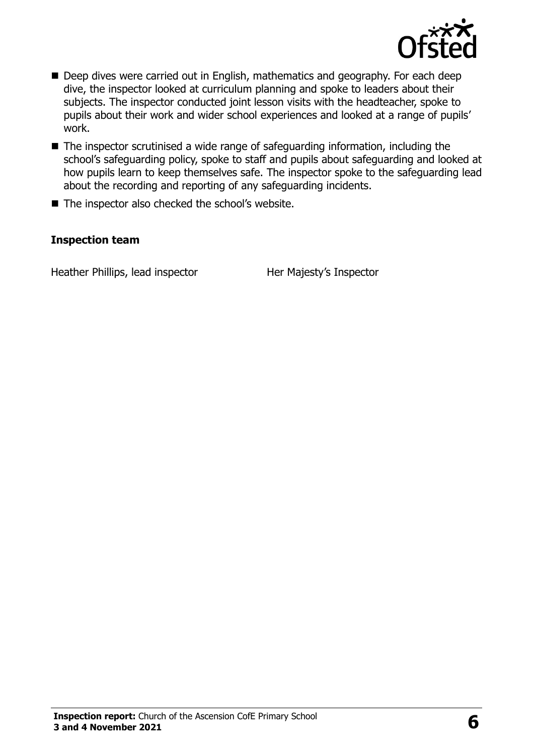- Deep dives were carried out in English, mathematics and geography. For each deep dive, the inspector looked at curriculum planning and spoke to leaders about their subjects. The inspector conducted joint lesson visits with the headteacher, spoke to pupils about their work and wider school experiences and looked at a range of pupils' work.
- The inspector scrutinised a wide range of safeguarding information, including the school's safeguarding policy, spoke to staff and pupils about safeguarding and looked at how pupils learn to keep themselves safe. The inspector spoke to the safeguarding lead about the recording and reporting of any safeguarding incidents.
- The inspector also checked the school's website.

### Inspection team

| | |
|---|---|
| Heather Phillips, lead inspector | Her Majesty's Inspector |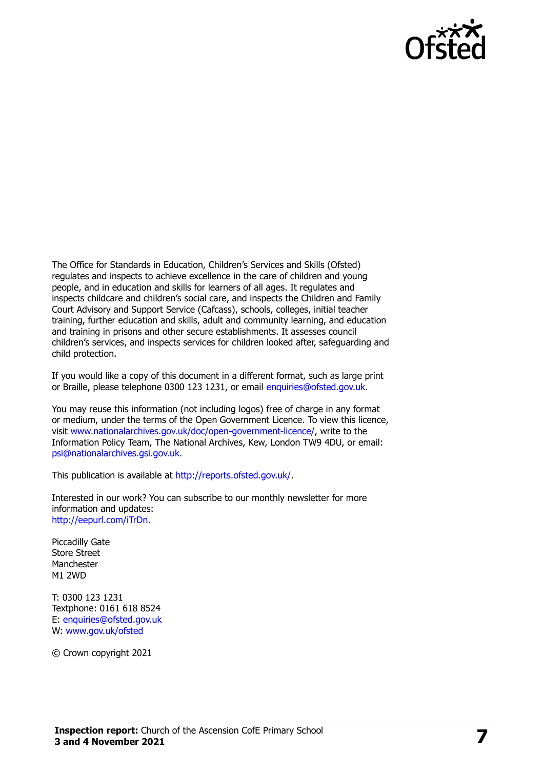The Office for Standards in Education, Children's Services and Skills (Ofsted) regulates and inspects to achieve excellence in the care of children and young people, and in education and skills for learners of all ages. It regulates and inspects childcare and children's social care, and inspects the Children and Family Court Advisory and Support Service (Cafcass), schools, colleges, initial teacher training, further education and skills, adult and community learning, and education and training in prisons and other secure establishments. It assesses council children's services, and inspects services for children looked after, safeguarding and child protection.

If you would like a copy of this document in a different format, such as large print or Braille, please telephone 0300 123 1231, or email enquiries@ofsted.gov.uk.

You may reuse this information (not including logos) free of charge in any format or medium, under the terms of the Open Government Licence. To view this licence, visit www.nationalarchives.gov.uk/doc/open-government-licence/, write to the Information Policy Team, The National Archives, Kew, London TW9 4DU, or email: psi@nationalarchives.gsi.gov.uk.

This publication is available at http://reports.ofsted.gov.uk/.

Interested in our work? You can subscribe to our monthly newsletter for more information and updates:
http://eepurl.com/iTrDn.

Piccadilly Gate
Store Street
Manchester
M1 2WD

T: 0300 123 1231
Textphone: 0161 618 8524
E: enquiries@ofsted.gov.uk
W: www.gov.uk/ofsted

© Crown copyright 2021